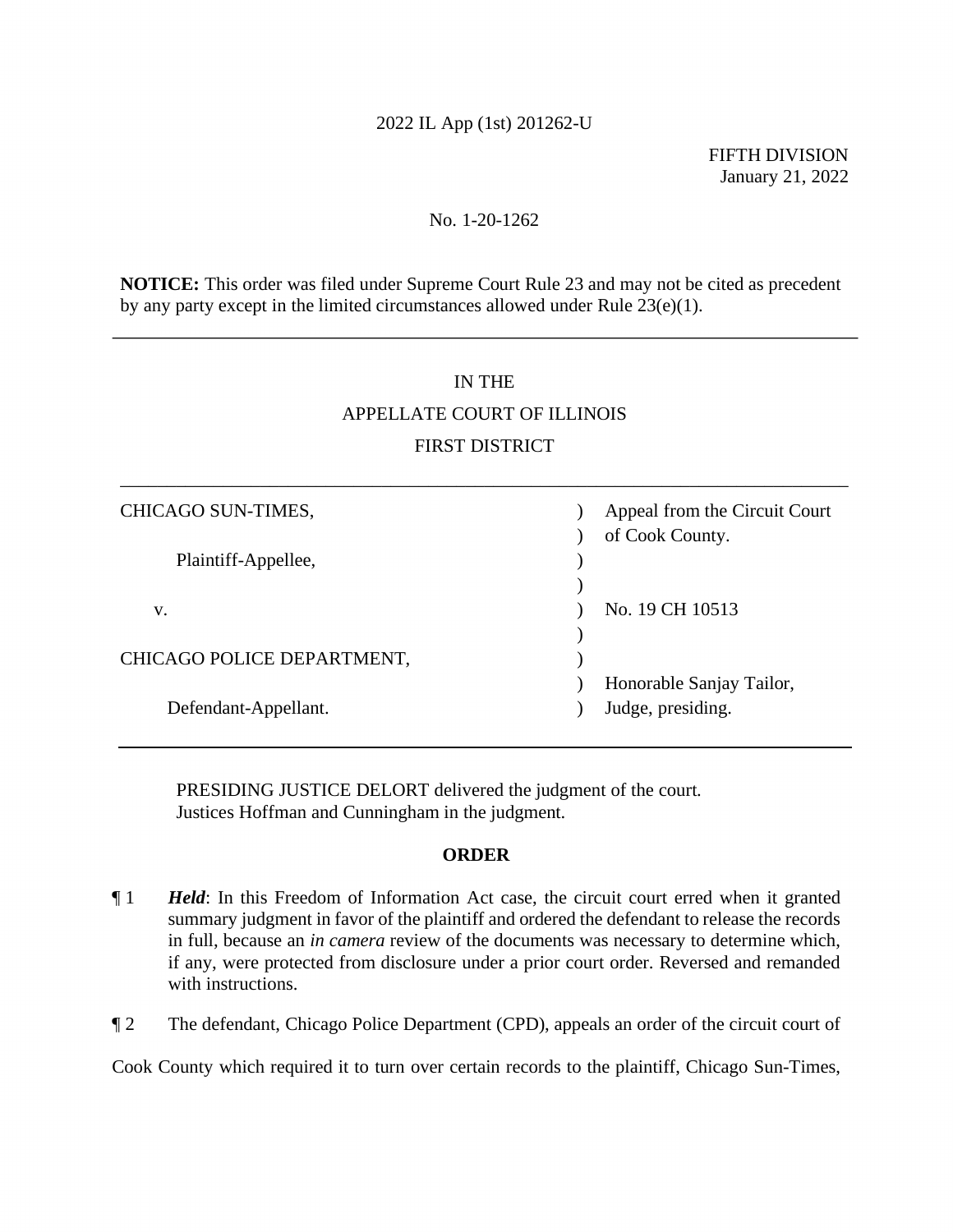2022 IL App (1st) 201262-U

FIFTH DIVISION
January 21, 2022

No. 1-20-1262

**NOTICE:** This order was filed under Supreme Court Rule 23 and may not be cited as precedent by any party except in the limited circumstances allowed under Rule 23(e)(1).

---

IN THE

APPELLATE COURT OF ILLINOIS

FIRST DISTRICT

---

| | | |
|---|---|---|
| CHICAGO SUN-TIMES, | ) | Appeal from the Circuit Court |
| | ) | of Cook County. |
| Plaintiff-Appellee, | ) | |
| | ) | |
| v. | ) | No. 19 CH 10513 |
| | ) | |
| CHICAGO POLICE DEPARTMENT, | ) | |
| | ) | Honorable Sanjay Tailor, |
| Defendant-Appellant. | ) | Judge, presiding. |

---

PRESIDING JUSTICE DELORT delivered the judgment of the court.
Justices Hoffman and Cunningham in the judgment.

## ORDER

¶ 1 ***Held***: In this Freedom of Information Act case, the circuit court erred when it granted summary judgment in favor of the plaintiff and ordered the defendant to release the records in full, because an *in camera* review of the documents was necessary to determine which, if any, were protected from disclosure under a prior court order. Reversed and remanded with instructions.

¶ 2 The defendant, Chicago Police Department (CPD), appeals an order of the circuit court of Cook County which required it to turn over certain records to the plaintiff, Chicago Sun-Times,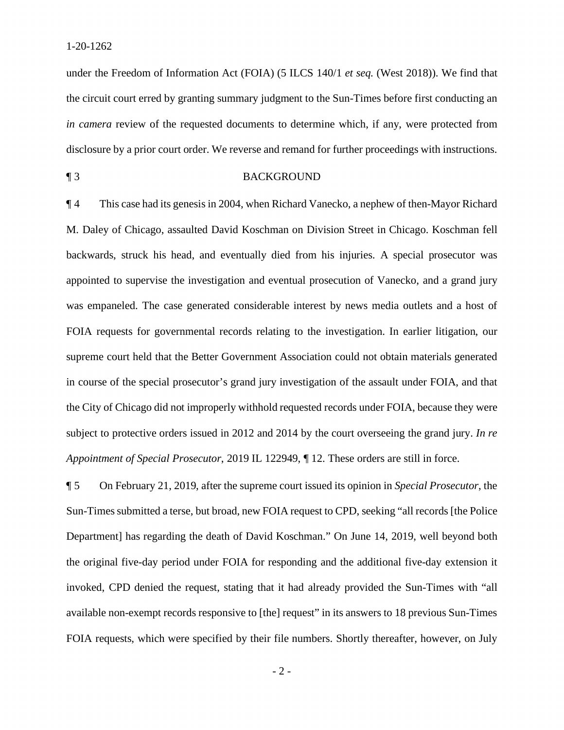under the Freedom of Information Act (FOIA) (5 ILCS 140/1 *et seq.* (West 2018)). We find that the circuit court erred by granting summary judgment to the Sun-Times before first conducting an *in camera* review of the requested documents to determine which, if any, were protected from disclosure by a prior court order. We reverse and remand for further proceedings with instructions.

¶ 3 BACKGROUND

¶ 4 This case had its genesis in 2004, when Richard Vanecko, a nephew of then-Mayor Richard M. Daley of Chicago, assaulted David Koschman on Division Street in Chicago. Koschman fell backwards, struck his head, and eventually died from his injuries. A special prosecutor was appointed to supervise the investigation and eventual prosecution of Vanecko, and a grand jury was empaneled. The case generated considerable interest by news media outlets and a host of FOIA requests for governmental records relating to the investigation. In earlier litigation, our supreme court held that the Better Government Association could not obtain materials generated in course of the special prosecutor's grand jury investigation of the assault under FOIA, and that the City of Chicago did not improperly withhold requested records under FOIA, because they were subject to protective orders issued in 2012 and 2014 by the court overseeing the grand jury. *In re Appointment of Special Prosecutor*, 2019 IL 122949, ¶ 12. These orders are still in force.

¶ 5 On February 21, 2019, after the supreme court issued its opinion in *Special Prosecutor*, the Sun-Times submitted a terse, but broad, new FOIA request to CPD, seeking "all records [the Police Department] has regarding the death of David Koschman." On June 14, 2019, well beyond both the original five-day period under FOIA for responding and the additional five-day extension it invoked, CPD denied the request, stating that it had already provided the Sun-Times with "all available non-exempt records responsive to [the] request" in its answers to 18 previous Sun-Times FOIA requests, which were specified by their file numbers. Shortly thereafter, however, on July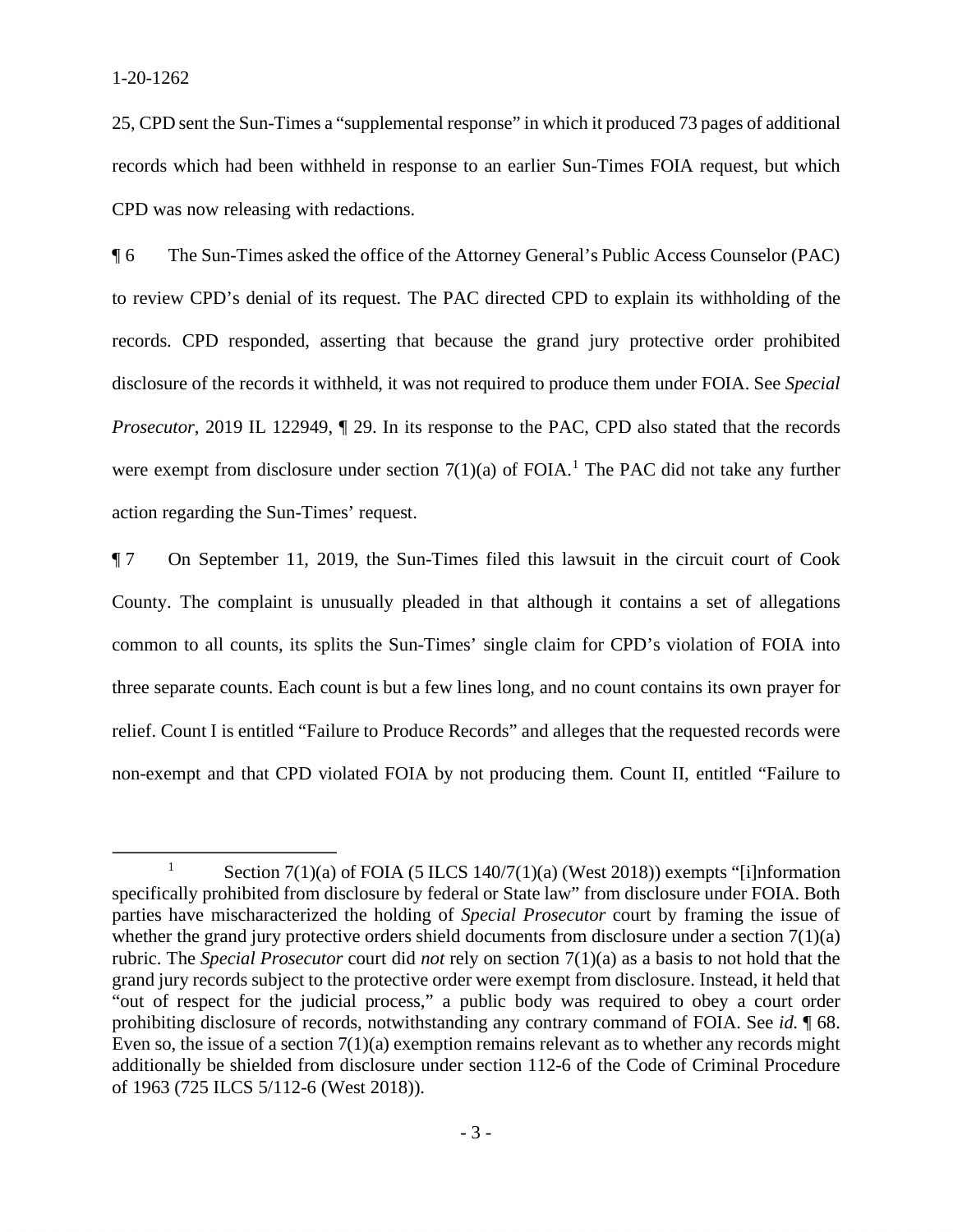25, CPD sent the Sun-Times a "supplemental response" in which it produced 73 pages of additional records which had been withheld in response to an earlier Sun-Times FOIA request, but which CPD was now releasing with redactions.

¶ 6 The Sun-Times asked the office of the Attorney General's Public Access Counselor (PAC) to review CPD's denial of its request. The PAC directed CPD to explain its withholding of the records. CPD responded, asserting that because the grand jury protective order prohibited disclosure of the records it withheld, it was not required to produce them under FOIA. See *Special Prosecutor*, 2019 IL 122949, ¶ 29. In its response to the PAC, CPD also stated that the records were exempt from disclosure under section 7(1)(a) of FOIA.[1] The PAC did not take any further action regarding the Sun-Times' request.

¶ 7 On September 11, 2019, the Sun-Times filed this lawsuit in the circuit court of Cook County. The complaint is unusually pleaded in that although it contains a set of allegations common to all counts, its splits the Sun-Times' single claim for CPD's violation of FOIA into three separate counts. Each count is but a few lines long, and no count contains its own prayer for relief. Count I is entitled "Failure to Produce Records" and alleges that the requested records were non-exempt and that CPD violated FOIA by not producing them. Count II, entitled "Failure to

---

[1] Section 7(1)(a) of FOIA (5 ILCS 140/7(1)(a) (West 2018)) exempts "[i]nformation specifically prohibited from disclosure by federal or State law" from disclosure under FOIA. Both parties have mischaracterized the holding of *Special Prosecutor* court by framing the issue of whether the grand jury protective orders shield documents from disclosure under a section 7(1)(a) rubric. The *Special Prosecutor* court did *not* rely on section 7(1)(a) as a basis to not hold that the grand jury records subject to the protective order were exempt from disclosure. Instead, it held that "out of respect for the judicial process," a public body was required to obey a court order prohibiting disclosure of records, notwithstanding any contrary command of FOIA. See *id.* ¶ 68. Even so, the issue of a section 7(1)(a) exemption remains relevant as to whether any records might additionally be shielded from disclosure under section 112-6 of the Code of Criminal Procedure of 1963 (725 ILCS 5/112-6 (West 2018)).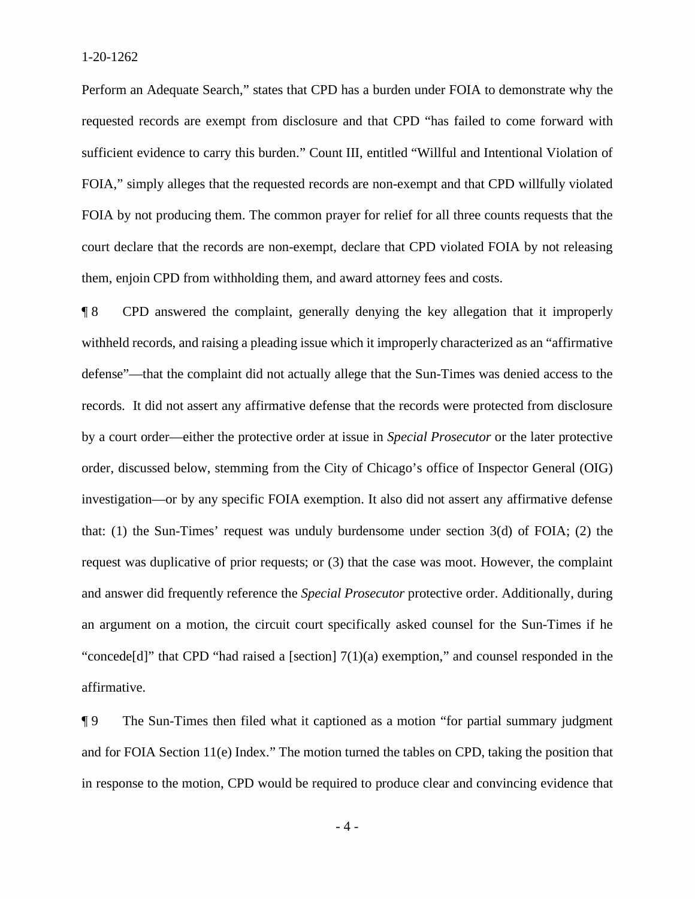Perform an Adequate Search," states that CPD has a burden under FOIA to demonstrate why the requested records are exempt from disclosure and that CPD "has failed to come forward with sufficient evidence to carry this burden." Count III, entitled "Willful and Intentional Violation of FOIA," simply alleges that the requested records are non-exempt and that CPD willfully violated FOIA by not producing them. The common prayer for relief for all three counts requests that the court declare that the records are non-exempt, declare that CPD violated FOIA by not releasing them, enjoin CPD from withholding them, and award attorney fees and costs.

¶ 8 CPD answered the complaint, generally denying the key allegation that it improperly withheld records, and raising a pleading issue which it improperly characterized as an "affirmative defense"—that the complaint did not actually allege that the Sun-Times was denied access to the records. It did not assert any affirmative defense that the records were protected from disclosure by a court order—either the protective order at issue in *Special Prosecutor* or the later protective order, discussed below, stemming from the City of Chicago's office of Inspector General (OIG) investigation—or by any specific FOIA exemption. It also did not assert any affirmative defense that: (1) the Sun-Times' request was unduly burdensome under section 3(d) of FOIA; (2) the request was duplicative of prior requests; or (3) that the case was moot. However, the complaint and answer did frequently reference the *Special Prosecutor* protective order. Additionally, during an argument on a motion, the circuit court specifically asked counsel for the Sun-Times if he "concede[d]" that CPD "had raised a [section] 7(1)(a) exemption," and counsel responded in the affirmative.

¶ 9 The Sun-Times then filed what it captioned as a motion "for partial summary judgment and for FOIA Section 11(e) Index." The motion turned the tables on CPD, taking the position that in response to the motion, CPD would be required to produce clear and convincing evidence that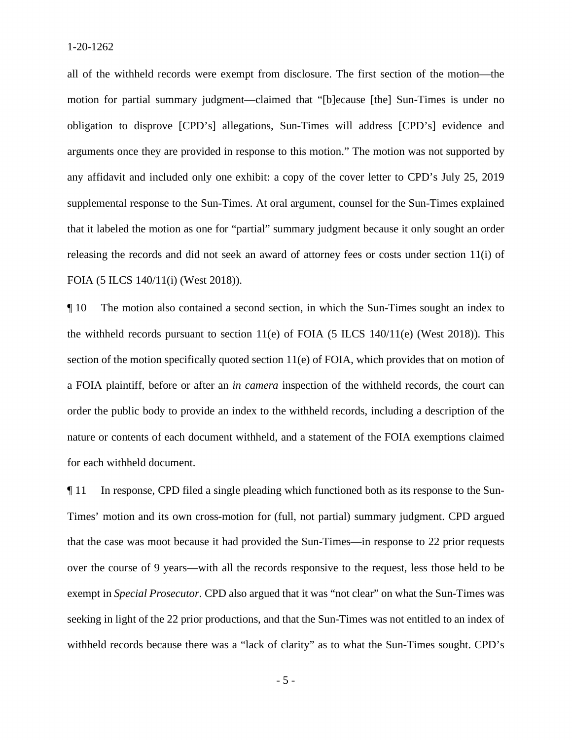all of the withheld records were exempt from disclosure. The first section of the motion—the motion for partial summary judgment—claimed that "[b]ecause [the] Sun-Times is under no obligation to disprove [CPD's] allegations, Sun-Times will address [CPD's] evidence and arguments once they are provided in response to this motion." The motion was not supported by any affidavit and included only one exhibit: a copy of the cover letter to CPD's July 25, 2019 supplemental response to the Sun-Times. At oral argument, counsel for the Sun-Times explained that it labeled the motion as one for "partial" summary judgment because it only sought an order releasing the records and did not seek an award of attorney fees or costs under section 11(i) of FOIA (5 ILCS 140/11(i) (West 2018)).

¶ 10 The motion also contained a second section, in which the Sun-Times sought an index to the withheld records pursuant to section 11(e) of FOIA (5 ILCS 140/11(e) (West 2018)). This section of the motion specifically quoted section 11(e) of FOIA, which provides that on motion of a FOIA plaintiff, before or after an *in camera* inspection of the withheld records, the court can order the public body to provide an index to the withheld records, including a description of the nature or contents of each document withheld, and a statement of the FOIA exemptions claimed for each withheld document.

¶ 11 In response, CPD filed a single pleading which functioned both as its response to the Sun-Times' motion and its own cross-motion for (full, not partial) summary judgment. CPD argued that the case was moot because it had provided the Sun-Times—in response to 22 prior requests over the course of 9 years—with all the records responsive to the request, less those held to be exempt in *Special Prosecutor*. CPD also argued that it was "not clear" on what the Sun-Times was seeking in light of the 22 prior productions, and that the Sun-Times was not entitled to an index of withheld records because there was a "lack of clarity" as to what the Sun-Times sought. CPD's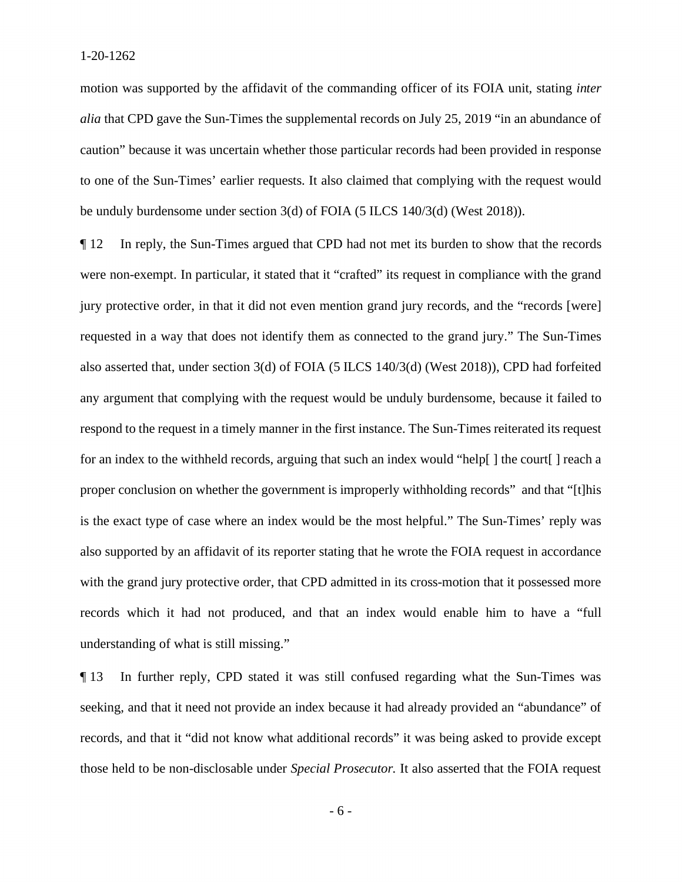motion was supported by the affidavit of the commanding officer of its FOIA unit, stating *inter alia* that CPD gave the Sun-Times the supplemental records on July 25, 2019 "in an abundance of caution" because it was uncertain whether those particular records had been provided in response to one of the Sun-Times' earlier requests. It also claimed that complying with the request would be unduly burdensome under section 3(d) of FOIA (5 ILCS 140/3(d) (West 2018)).

¶ 12 In reply, the Sun-Times argued that CPD had not met its burden to show that the records were non-exempt. In particular, it stated that it "crafted" its request in compliance with the grand jury protective order, in that it did not even mention grand jury records, and the "records [were] requested in a way that does not identify them as connected to the grand jury." The Sun-Times also asserted that, under section 3(d) of FOIA (5 ILCS 140/3(d) (West 2018)), CPD had forfeited any argument that complying with the request would be unduly burdensome, because it failed to respond to the request in a timely manner in the first instance. The Sun-Times reiterated its request for an index to the withheld records, arguing that such an index would "help[ ] the court[ ] reach a proper conclusion on whether the government is improperly withholding records" and that "[t]his is the exact type of case where an index would be the most helpful." The Sun-Times' reply was also supported by an affidavit of its reporter stating that he wrote the FOIA request in accordance with the grand jury protective order, that CPD admitted in its cross-motion that it possessed more records which it had not produced, and that an index would enable him to have a "full understanding of what is still missing."

¶ 13 In further reply, CPD stated it was still confused regarding what the Sun-Times was seeking, and that it need not provide an index because it had already provided an "abundance" of records, and that it "did not know what additional records" it was being asked to provide except those held to be non-disclosable under *Special Prosecutor.* It also asserted that the FOIA request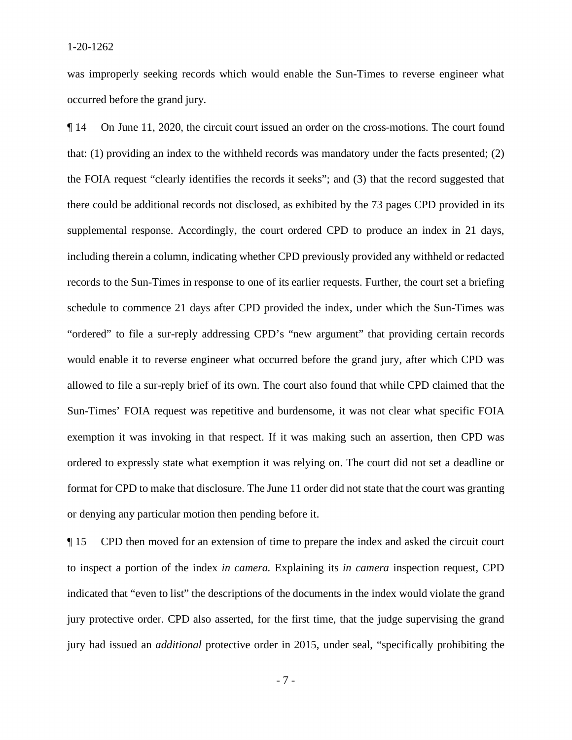was improperly seeking records which would enable the Sun-Times to reverse engineer what occurred before the grand jury.

¶ 14 On June 11, 2020, the circuit court issued an order on the cross-motions. The court found that: (1) providing an index to the withheld records was mandatory under the facts presented; (2) the FOIA request "clearly identifies the records it seeks"; and (3) that the record suggested that there could be additional records not disclosed, as exhibited by the 73 pages CPD provided in its supplemental response. Accordingly, the court ordered CPD to produce an index in 21 days, including therein a column, indicating whether CPD previously provided any withheld or redacted records to the Sun-Times in response to one of its earlier requests. Further, the court set a briefing schedule to commence 21 days after CPD provided the index, under which the Sun-Times was "ordered" to file a sur-reply addressing CPD's "new argument" that providing certain records would enable it to reverse engineer what occurred before the grand jury, after which CPD was allowed to file a sur-reply brief of its own. The court also found that while CPD claimed that the Sun-Times' FOIA request was repetitive and burdensome, it was not clear what specific FOIA exemption it was invoking in that respect. If it was making such an assertion, then CPD was ordered to expressly state what exemption it was relying on. The court did not set a deadline or format for CPD to make that disclosure. The June 11 order did not state that the court was granting or denying any particular motion then pending before it.

¶ 15 CPD then moved for an extension of time to prepare the index and asked the circuit court to inspect a portion of the index *in camera.* Explaining its *in camera* inspection request, CPD indicated that "even to list" the descriptions of the documents in the index would violate the grand jury protective order. CPD also asserted, for the first time, that the judge supervising the grand jury had issued an *additional* protective order in 2015, under seal, "specifically prohibiting the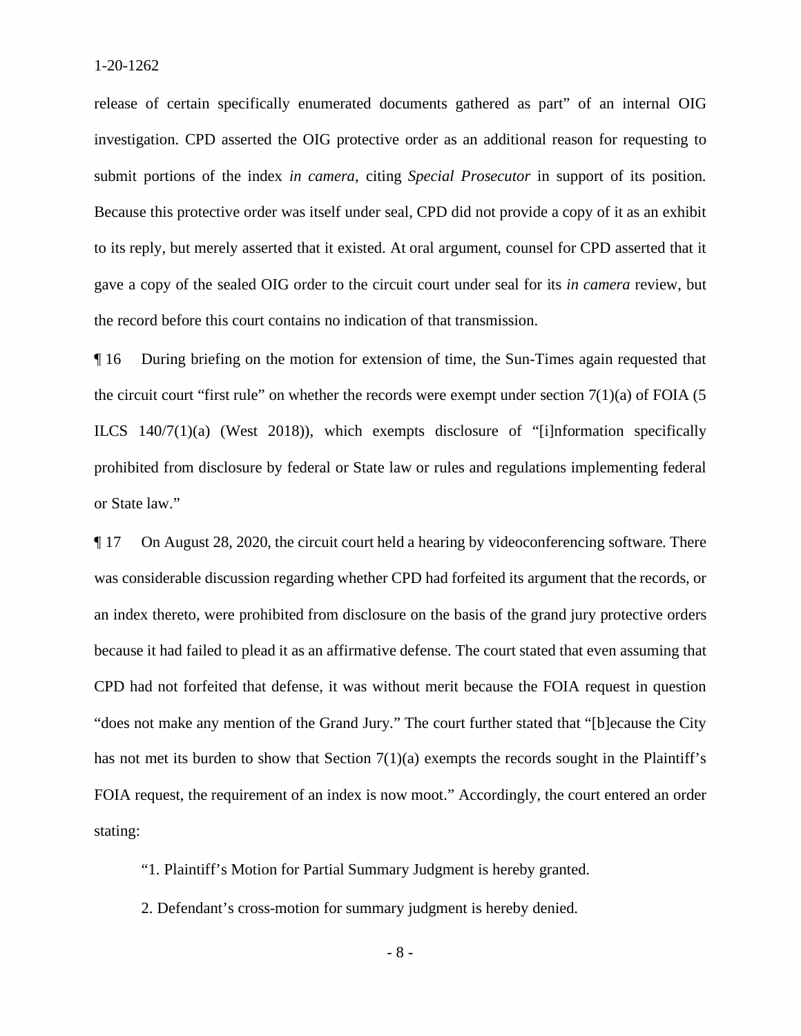release of certain specifically enumerated documents gathered as part" of an internal OIG investigation. CPD asserted the OIG protective order as an additional reason for requesting to submit portions of the index *in camera*, citing *Special Prosecutor* in support of its position. Because this protective order was itself under seal, CPD did not provide a copy of it as an exhibit to its reply, but merely asserted that it existed. At oral argument, counsel for CPD asserted that it gave a copy of the sealed OIG order to the circuit court under seal for its *in camera* review, but the record before this court contains no indication of that transmission.

¶ 16 During briefing on the motion for extension of time, the Sun-Times again requested that the circuit court "first rule" on whether the records were exempt under section 7(1)(a) of FOIA (5 ILCS 140/7(1)(a) (West 2018)), which exempts disclosure of "[i]nformation specifically prohibited from disclosure by federal or State law or rules and regulations implementing federal or State law."

¶ 17 On August 28, 2020, the circuit court held a hearing by videoconferencing software. There was considerable discussion regarding whether CPD had forfeited its argument that the records, or an index thereto, were prohibited from disclosure on the basis of the grand jury protective orders because it had failed to plead it as an affirmative defense. The court stated that even assuming that CPD had not forfeited that defense, it was without merit because the FOIA request in question "does not make any mention of the Grand Jury." The court further stated that "[b]ecause the City has not met its burden to show that Section 7(1)(a) exempts the records sought in the Plaintiff's FOIA request, the requirement of an index is now moot." Accordingly, the court entered an order stating:

"1. Plaintiff's Motion for Partial Summary Judgment is hereby granted.

2. Defendant's cross-motion for summary judgment is hereby denied.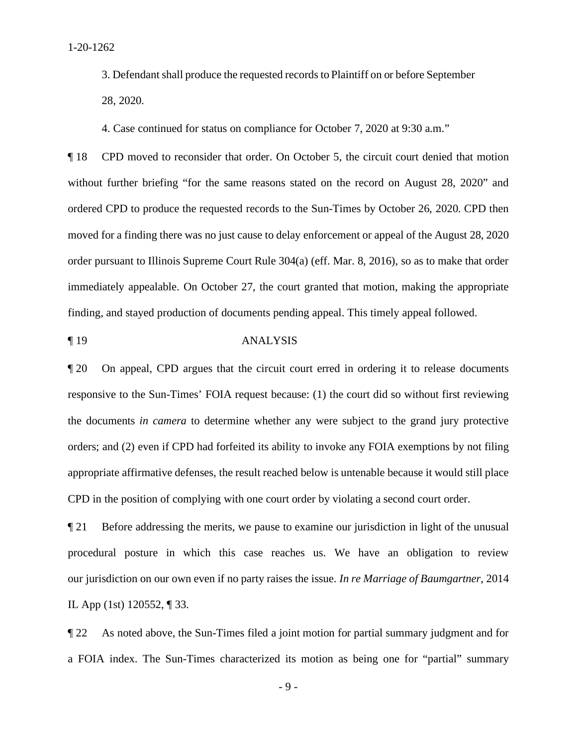3. Defendant shall produce the requested records to Plaintiff on or before September 28, 2020.

4. Case continued for status on compliance for October 7, 2020 at 9:30 a.m."

¶ 18 CPD moved to reconsider that order. On October 5, the circuit court denied that motion without further briefing "for the same reasons stated on the record on August 28, 2020" and ordered CPD to produce the requested records to the Sun-Times by October 26, 2020. CPD then moved for a finding there was no just cause to delay enforcement or appeal of the August 28, 2020 order pursuant to Illinois Supreme Court Rule 304(a) (eff. Mar. 8, 2016), so as to make that order immediately appealable. On October 27, the court granted that motion, making the appropriate finding, and stayed production of documents pending appeal. This timely appeal followed.

¶ 19 ANALYSIS

¶ 20 On appeal, CPD argues that the circuit court erred in ordering it to release documents responsive to the Sun-Times' FOIA request because: (1) the court did so without first reviewing the documents *in camera* to determine whether any were subject to the grand jury protective orders; and (2) even if CPD had forfeited its ability to invoke any FOIA exemptions by not filing appropriate affirmative defenses, the result reached below is untenable because it would still place CPD in the position of complying with one court order by violating a second court order.

¶ 21 Before addressing the merits, we pause to examine our jurisdiction in light of the unusual procedural posture in which this case reaches us. We have an obligation to review our jurisdiction on our own even if no party raises the issue. *In re Marriage of Baumgartner*, 2014 IL App (1st) 120552, ¶ 33.

¶ 22 As noted above, the Sun-Times filed a joint motion for partial summary judgment and for a FOIA index. The Sun-Times characterized its motion as being one for "partial" summary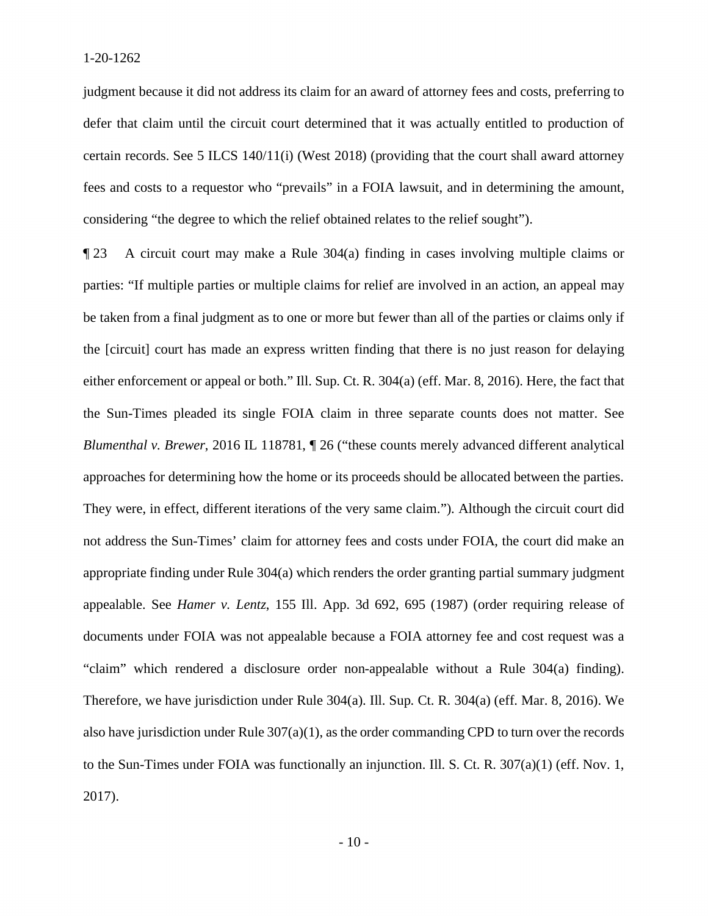judgment because it did not address its claim for an award of attorney fees and costs, preferring to defer that claim until the circuit court determined that it was actually entitled to production of certain records. See 5 ILCS 140/11(i) (West 2018) (providing that the court shall award attorney fees and costs to a requestor who "prevails" in a FOIA lawsuit, and in determining the amount, considering "the degree to which the relief obtained relates to the relief sought").

¶ 23 A circuit court may make a Rule 304(a) finding in cases involving multiple claims or parties: "If multiple parties or multiple claims for relief are involved in an action, an appeal may be taken from a final judgment as to one or more but fewer than all of the parties or claims only if the [circuit] court has made an express written finding that there is no just reason for delaying either enforcement or appeal or both." Ill. Sup. Ct. R. 304(a) (eff. Mar. 8, 2016). Here, the fact that the Sun-Times pleaded its single FOIA claim in three separate counts does not matter. See *Blumenthal v. Brewer*, 2016 IL 118781, ¶ 26 ("these counts merely advanced different analytical approaches for determining how the home or its proceeds should be allocated between the parties. They were, in effect, different iterations of the very same claim."). Although the circuit court did not address the Sun-Times' claim for attorney fees and costs under FOIA, the court did make an appropriate finding under Rule 304(a) which renders the order granting partial summary judgment appealable. See *Hamer v. Lentz*, 155 Ill. App. 3d 692, 695 (1987) (order requiring release of documents under FOIA was not appealable because a FOIA attorney fee and cost request was a "claim" which rendered a disclosure order non-appealable without a Rule 304(a) finding). Therefore, we have jurisdiction under Rule 304(a). Ill. Sup. Ct. R. 304(a) (eff. Mar. 8, 2016). We also have jurisdiction under Rule 307(a)(1), as the order commanding CPD to turn over the records to the Sun-Times under FOIA was functionally an injunction. Ill. S. Ct. R. 307(a)(1) (eff. Nov. 1, 2017).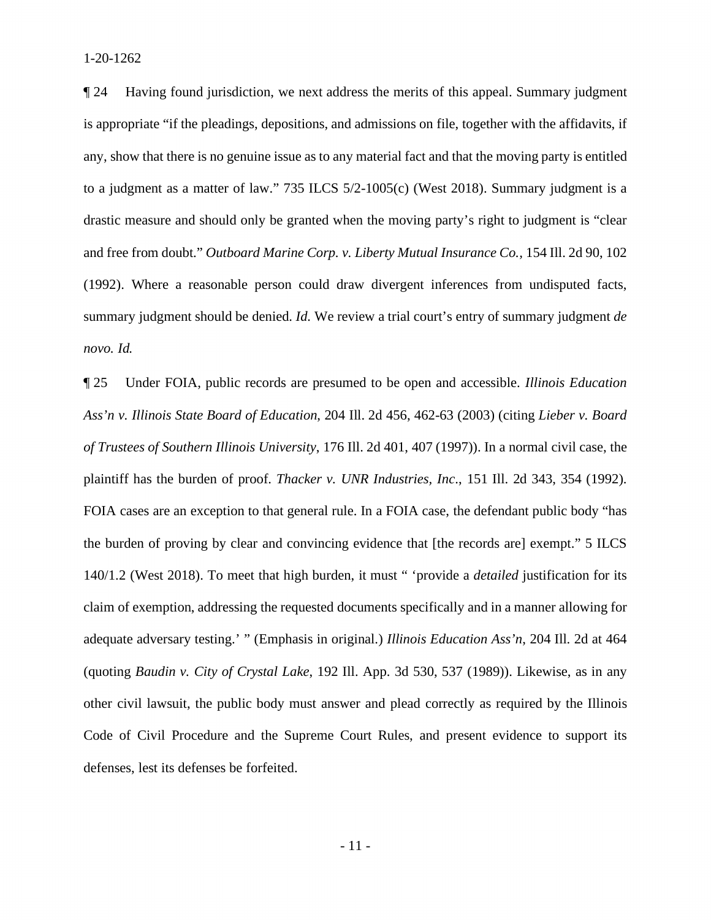¶ 24 Having found jurisdiction, we next address the merits of this appeal. Summary judgment is appropriate "if the pleadings, depositions, and admissions on file, together with the affidavits, if any, show that there is no genuine issue as to any material fact and that the moving party is entitled to a judgment as a matter of law." 735 ILCS 5/2-1005(c) (West 2018). Summary judgment is a drastic measure and should only be granted when the moving party's right to judgment is "clear and free from doubt." *Outboard Marine Corp. v. Liberty Mutual Insurance Co.*, 154 Ill. 2d 90, 102 (1992). Where a reasonable person could draw divergent inferences from undisputed facts, summary judgment should be denied. *Id.* We review a trial court's entry of summary judgment *de novo. Id.*

¶ 25 Under FOIA, public records are presumed to be open and accessible. *Illinois Education Ass'n v. Illinois State Board of Education*, 204 Ill. 2d 456, 462-63 (2003) (citing *Lieber v. Board of Trustees of Southern Illinois University*, 176 Ill. 2d 401, 407 (1997)). In a normal civil case, the plaintiff has the burden of proof. *Thacker v. UNR Industries, Inc*., 151 Ill. 2d 343, 354 (1992). FOIA cases are an exception to that general rule. In a FOIA case, the defendant public body "has the burden of proving by clear and convincing evidence that [the records are] exempt." 5 ILCS 140/1.2 (West 2018). To meet that high burden, it must " 'provide a *detailed* justification for its claim of exemption, addressing the requested documents specifically and in a manner allowing for adequate adversary testing.' " (Emphasis in original.) *Illinois Education Ass'n*, 204 Ill. 2d at 464 (quoting *Baudin v. City of Crystal Lake*, 192 Ill. App. 3d 530, 537 (1989)). Likewise, as in any other civil lawsuit, the public body must answer and plead correctly as required by the Illinois Code of Civil Procedure and the Supreme Court Rules, and present evidence to support its defenses, lest its defenses be forfeited.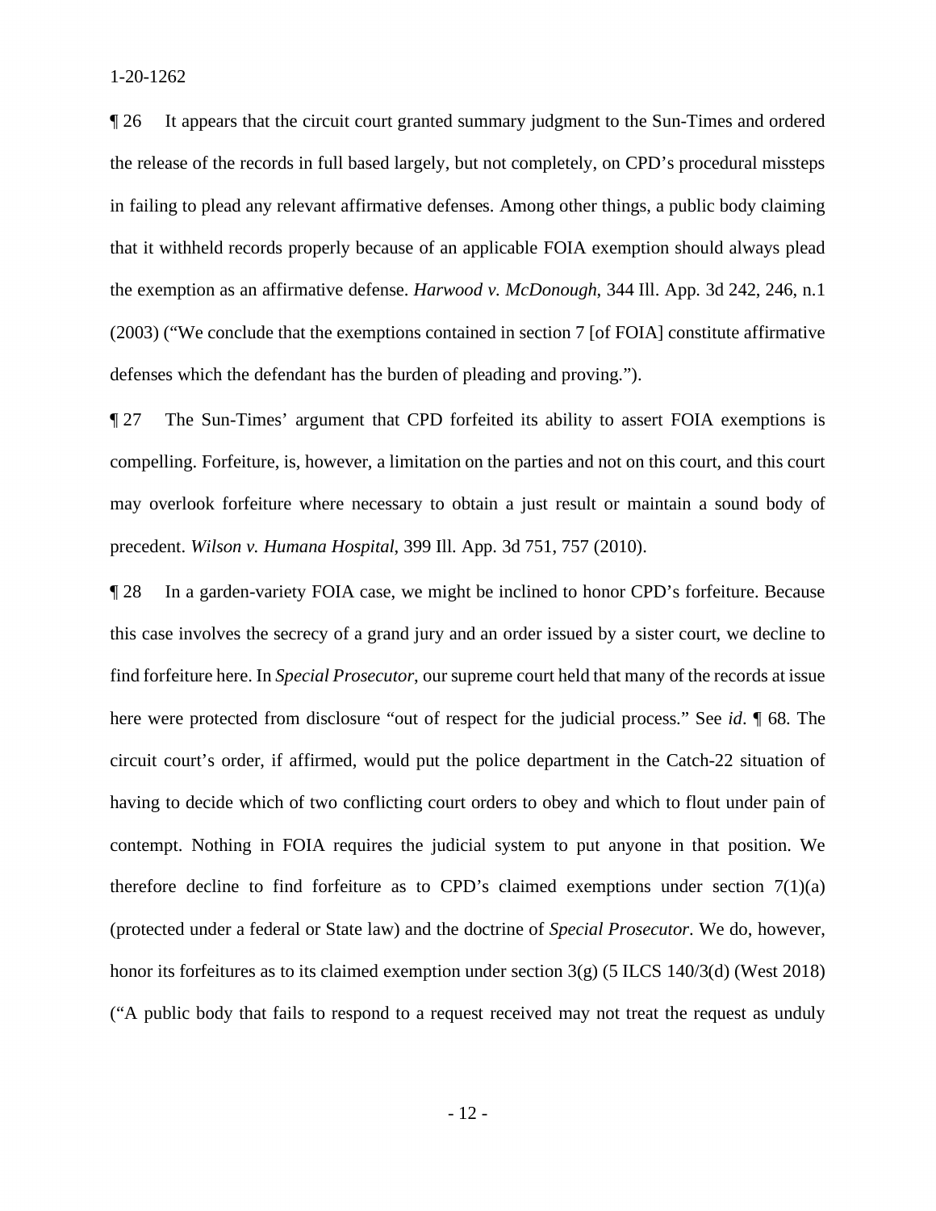¶ 26 It appears that the circuit court granted summary judgment to the Sun-Times and ordered the release of the records in full based largely, but not completely, on CPD's procedural missteps in failing to plead any relevant affirmative defenses. Among other things, a public body claiming that it withheld records properly because of an applicable FOIA exemption should always plead the exemption as an affirmative defense. *Harwood v. McDonough*, 344 Ill. App. 3d 242, 246, n.1 (2003) ("We conclude that the exemptions contained in section 7 [of FOIA] constitute affirmative defenses which the defendant has the burden of pleading and proving.").

¶ 27 The Sun-Times' argument that CPD forfeited its ability to assert FOIA exemptions is compelling. Forfeiture, is, however, a limitation on the parties and not on this court, and this court may overlook forfeiture where necessary to obtain a just result or maintain a sound body of precedent. *Wilson v. Humana Hospital*, 399 Ill. App. 3d 751, 757 (2010).

¶ 28 In a garden-variety FOIA case, we might be inclined to honor CPD's forfeiture. Because this case involves the secrecy of a grand jury and an order issued by a sister court, we decline to find forfeiture here. In *Special Prosecutor*, our supreme court held that many of the records at issue here were protected from disclosure "out of respect for the judicial process." See *id*. ¶ 68. The circuit court's order, if affirmed, would put the police department in the Catch-22 situation of having to decide which of two conflicting court orders to obey and which to flout under pain of contempt. Nothing in FOIA requires the judicial system to put anyone in that position. We therefore decline to find forfeiture as to CPD's claimed exemptions under section 7(1)(a) (protected under a federal or State law) and the doctrine of *Special Prosecutor*. We do, however, honor its forfeitures as to its claimed exemption under section 3(g) (5 ILCS 140/3(d) (West 2018) ("A public body that fails to respond to a request received may not treat the request as unduly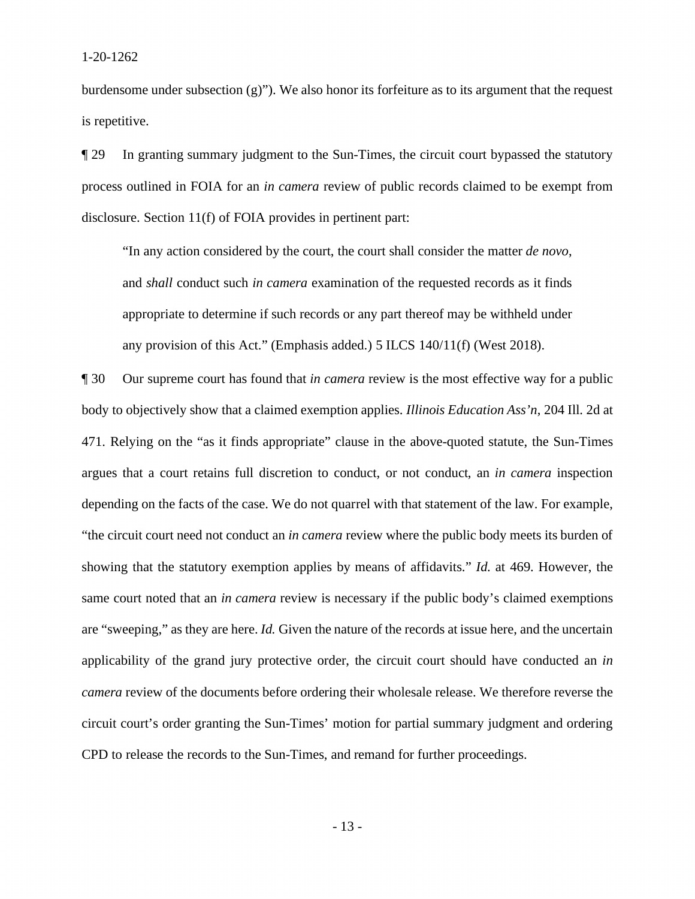burdensome under subsection (g)"). We also honor its forfeiture as to its argument that the request is repetitive.

¶ 29 In granting summary judgment to the Sun-Times, the circuit court bypassed the statutory process outlined in FOIA for an *in camera* review of public records claimed to be exempt from disclosure. Section 11(f) of FOIA provides in pertinent part:

> "In any action considered by the court, the court shall consider the matter *de novo*, and *shall* conduct such *in camera* examination of the requested records as it finds appropriate to determine if such records or any part thereof may be withheld under any provision of this Act." (Emphasis added.) 5 ILCS 140/11(f) (West 2018).

¶ 30 Our supreme court has found that *in camera* review is the most effective way for a public body to objectively show that a claimed exemption applies. *Illinois Education Ass'n*, 204 Ill. 2d at 471. Relying on the "as it finds appropriate" clause in the above-quoted statute, the Sun-Times argues that a court retains full discretion to conduct, or not conduct, an *in camera* inspection depending on the facts of the case. We do not quarrel with that statement of the law. For example, "the circuit court need not conduct an *in camera* review where the public body meets its burden of showing that the statutory exemption applies by means of affidavits." *Id.* at 469. However, the same court noted that an *in camera* review is necessary if the public body's claimed exemptions are "sweeping," as they are here. *Id.* Given the nature of the records at issue here, and the uncertain applicability of the grand jury protective order, the circuit court should have conducted an *in camera* review of the documents before ordering their wholesale release. We therefore reverse the circuit court's order granting the Sun-Times' motion for partial summary judgment and ordering CPD to release the records to the Sun-Times, and remand for further proceedings.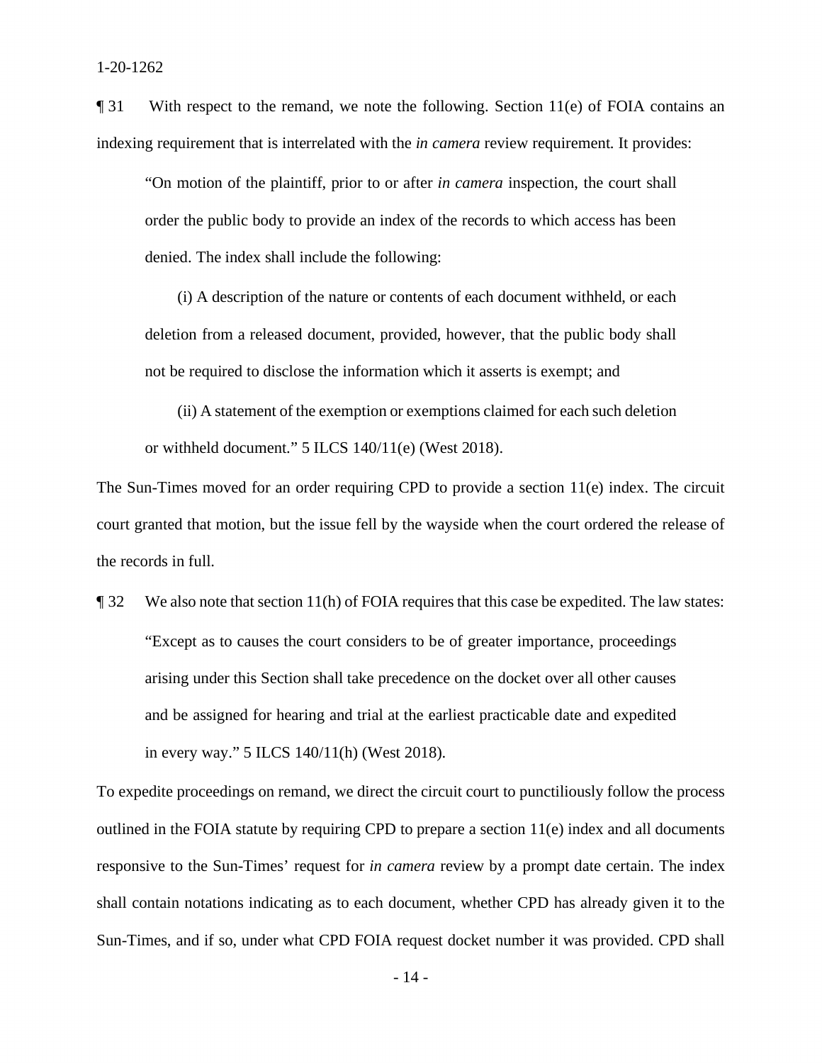¶ 31 With respect to the remand, we note the following. Section 11(e) of FOIA contains an indexing requirement that is interrelated with the *in camera* review requirement. It provides:

> "On motion of the plaintiff, prior to or after *in camera* inspection, the court shall order the public body to provide an index of the records to which access has been denied. The index shall include the following:
>
> (i) A description of the nature or contents of each document withheld, or each deletion from a released document, provided, however, that the public body shall not be required to disclose the information which it asserts is exempt; and
>
> (ii) A statement of the exemption or exemptions claimed for each such deletion or withheld document." 5 ILCS 140/11(e) (West 2018).

The Sun-Times moved for an order requiring CPD to provide a section 11(e) index. The circuit court granted that motion, but the issue fell by the wayside when the court ordered the release of the records in full.

¶ 32 We also note that section 11(h) of FOIA requires that this case be expedited. The law states:

> "Except as to causes the court considers to be of greater importance, proceedings arising under this Section shall take precedence on the docket over all other causes and be assigned for hearing and trial at the earliest practicable date and expedited in every way." 5 ILCS 140/11(h) (West 2018).

To expedite proceedings on remand, we direct the circuit court to punctiliously follow the process outlined in the FOIA statute by requiring CPD to prepare a section 11(e) index and all documents responsive to the Sun-Times' request for *in camera* review by a prompt date certain. The index shall contain notations indicating as to each document, whether CPD has already given it to the Sun-Times, and if so, under what CPD FOIA request docket number it was provided. CPD shall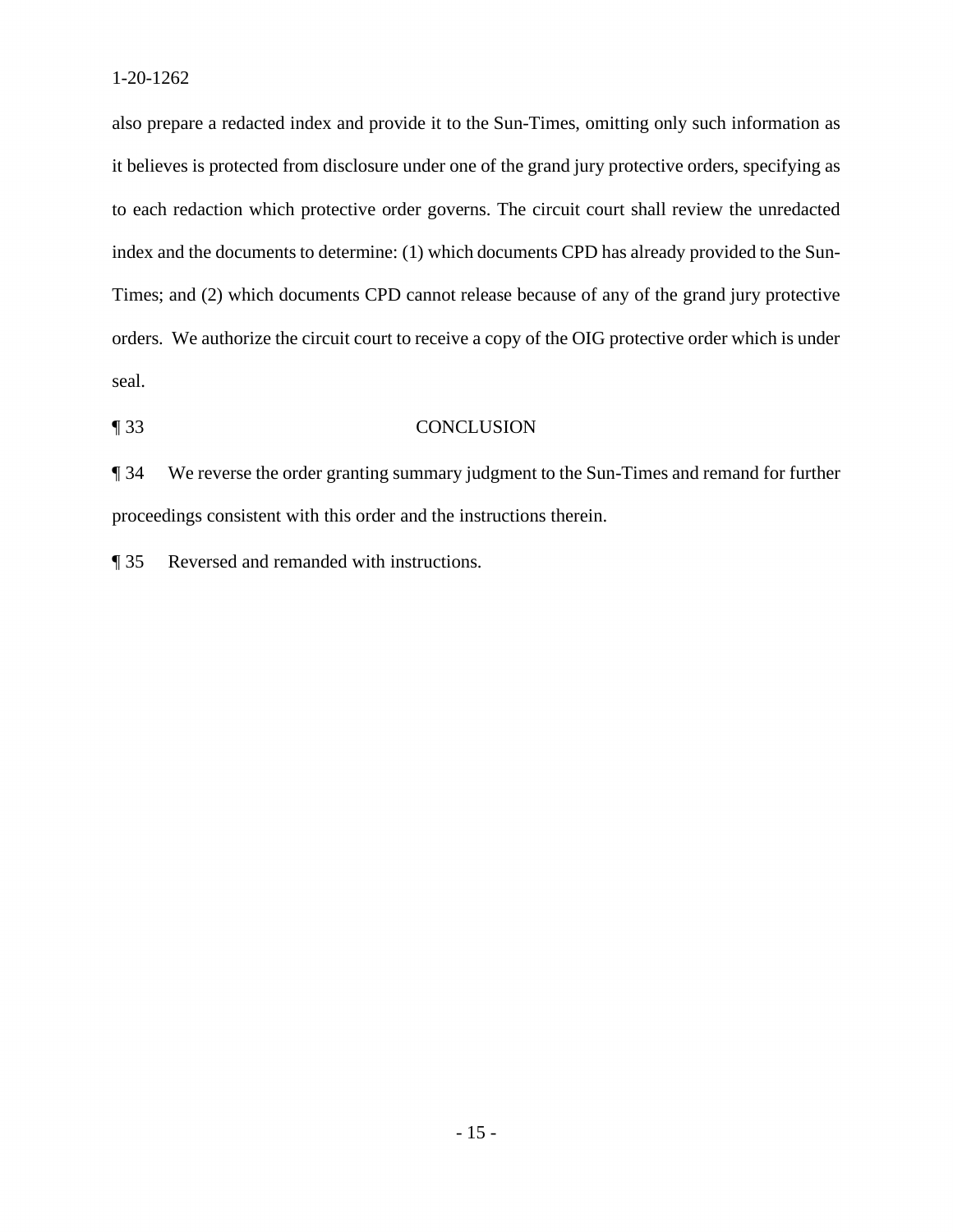also prepare a redacted index and provide it to the Sun-Times, omitting only such information as it believes is protected from disclosure under one of the grand jury protective orders, specifying as to each redaction which protective order governs. The circuit court shall review the unredacted index and the documents to determine: (1) which documents CPD has already provided to the Sun-Times; and (2) which documents CPD cannot release because of any of the grand jury protective orders. We authorize the circuit court to receive a copy of the OIG protective order which is under seal.

¶ 33 CONCLUSION

¶ 34 We reverse the order granting summary judgment to the Sun-Times and remand for further proceedings consistent with this order and the instructions therein.

¶ 35 Reversed and remanded with instructions.